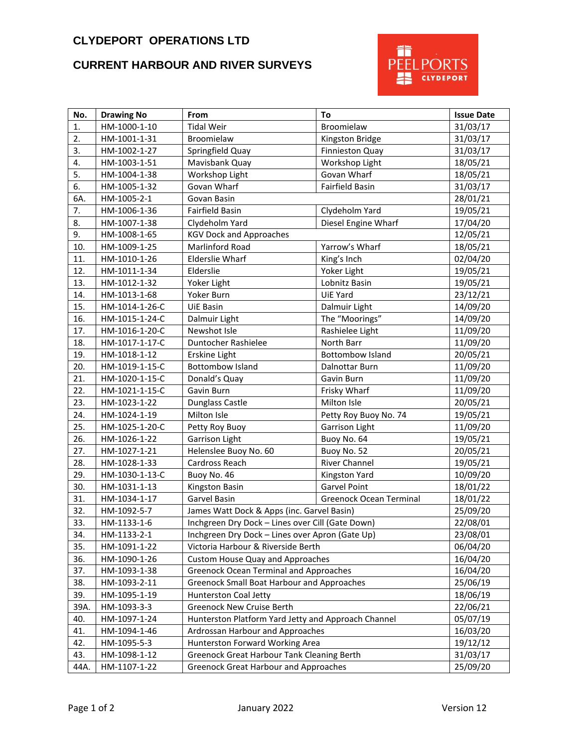# CLYDEPORT OPERATIONS LTD

## CURRENT HARBOUR AND RIVER SURVEYS

| No. | Drawing No | From | To | Issue Date |
|---|---|---|---|---|
| 1. | HM-1000-1-10 | Tidal Weir | Broomielaw | 31/03/17 |
| 2. | HM-1001-1-31 | Broomielaw | Kingston Bridge | 31/03/17 |
| 3. | HM-1002-1-27 | Springfield Quay | Finnieston Quay | 31/03/17 |
| 4. | HM-1003-1-51 | Mavisbank Quay | Workshop Light | 18/05/21 |
| 5. | HM-1004-1-38 | Workshop Light | Govan Wharf | 18/05/21 |
| 6. | HM-1005-1-32 | Govan Wharf | Fairfield Basin | 31/03/17 |
| 6A. | HM-1005-2-1 | Govan Basin | | 28/01/21 |
| 7. | HM-1006-1-36 | Fairfield Basin | Clydeholm Yard | 19/05/21 |
| 8. | HM-1007-1-38 | Clydeholm Yard | Diesel Engine Wharf | 17/04/20 |
| 9. | HM-1008-1-65 | KGV Dock and Approaches | | 12/05/21 |
| 10. | HM-1009-1-25 | Marlinford Road | Yarrow's Wharf | 18/05/21 |
| 11. | HM-1010-1-26 | Elderslie Wharf | King's Inch | 02/04/20 |
| 12. | HM-1011-1-34 | Elderslie | Yoker Light | 19/05/21 |
| 13. | HM-1012-1-32 | Yoker Light | Lobnitz Basin | 19/05/21 |
| 14. | HM-1013-1-68 | Yoker Burn | UiE Yard | 23/12/21 |
| 15. | HM-1014-1-26-C | UiE Basin | Dalmuir Light | 14/09/20 |
| 16. | HM-1015-1-24-C | Dalmuir Light | The "Moorings" | 14/09/20 |
| 17. | HM-1016-1-20-C | Newshot Isle | Rashielee Light | 11/09/20 |
| 18. | HM-1017-1-17-C | Duntocher Rashielee | North Barr | 11/09/20 |
| 19. | HM-1018-1-12 | Erskine Light | Bottombow Island | 20/05/21 |
| 20. | HM-1019-1-15-C | Bottombow Island | Dalnottar Burn | 11/09/20 |
| 21. | HM-1020-1-15-C | Donald's Quay | Gavin Burn | 11/09/20 |
| 22. | HM-1021-1-15-C | Gavin Burn | Frisky Wharf | 11/09/20 |
| 23. | HM-1023-1-22 | Dunglass Castle | Milton Isle | 20/05/21 |
| 24. | HM-1024-1-19 | Milton Isle | Petty Roy Buoy No. 74 | 19/05/21 |
| 25. | HM-1025-1-20-C | Petty Roy Buoy | Garrison Light | 11/09/20 |
| 26. | HM-1026-1-22 | Garrison Light | Buoy No. 64 | 19/05/21 |
| 27. | HM-1027-1-21 | Helenslee Buoy No. 60 | Buoy No. 52 | 20/05/21 |
| 28. | HM-1028-1-33 | Cardross Reach | River Channel | 19/05/21 |
| 29. | HM-1030-1-13-C | Buoy No. 46 | Kingston Yard | 10/09/20 |
| 30. | HM-1031-1-13 | Kingston Basin | Garvel Point | 18/01/22 |
| 31. | HM-1034-1-17 | Garvel Basin | Greenock Ocean Terminal | 18/01/22 |
| 32. | HM-1092-5-7 | James Watt Dock & Apps (inc. Garvel Basin) | | 25/09/20 |
| 33. | HM-1133-1-6 | Inchgreen Dry Dock – Lines over Cill (Gate Down) | | 22/08/01 |
| 34. | HM-1133-2-1 | Inchgreen Dry Dock – Lines over Apron (Gate Up) | | 23/08/01 |
| 35. | HM-1091-1-22 | Victoria Harbour & Riverside Berth | | 06/04/20 |
| 36. | HM-1090-1-26 | Custom House Quay and Approaches | | 16/04/20 |
| 37. | HM-1093-1-38 | Greenock Ocean Terminal and Approaches | | 16/04/20 |
| 38. | HM-1093-2-11 | Greenock Small Boat Harbour and Approaches | | 25/06/19 |
| 39. | HM-1095-1-19 | Hunterston Coal Jetty | | 18/06/19 |
| 39A. | HM-1093-3-3 | Greenock New Cruise Berth | | 22/06/21 |
| 40. | HM-1097-1-24 | Hunterston Platform Yard Jetty and Approach Channel | | 05/07/19 |
| 41. | HM-1094-1-46 | Ardrossan Harbour and Approaches | | 16/03/20 |
| 42. | HM-1095-5-3 | Hunterston Forward Working Area | | 19/12/12 |
| 43. | HM-1098-1-12 | Greenock Great Harbour Tank Cleaning Berth | | 31/03/17 |
| 44A. | HM-1107-1-22 | Greenock Great Harbour and Approaches | | 25/09/20 |

January 2022 Version 12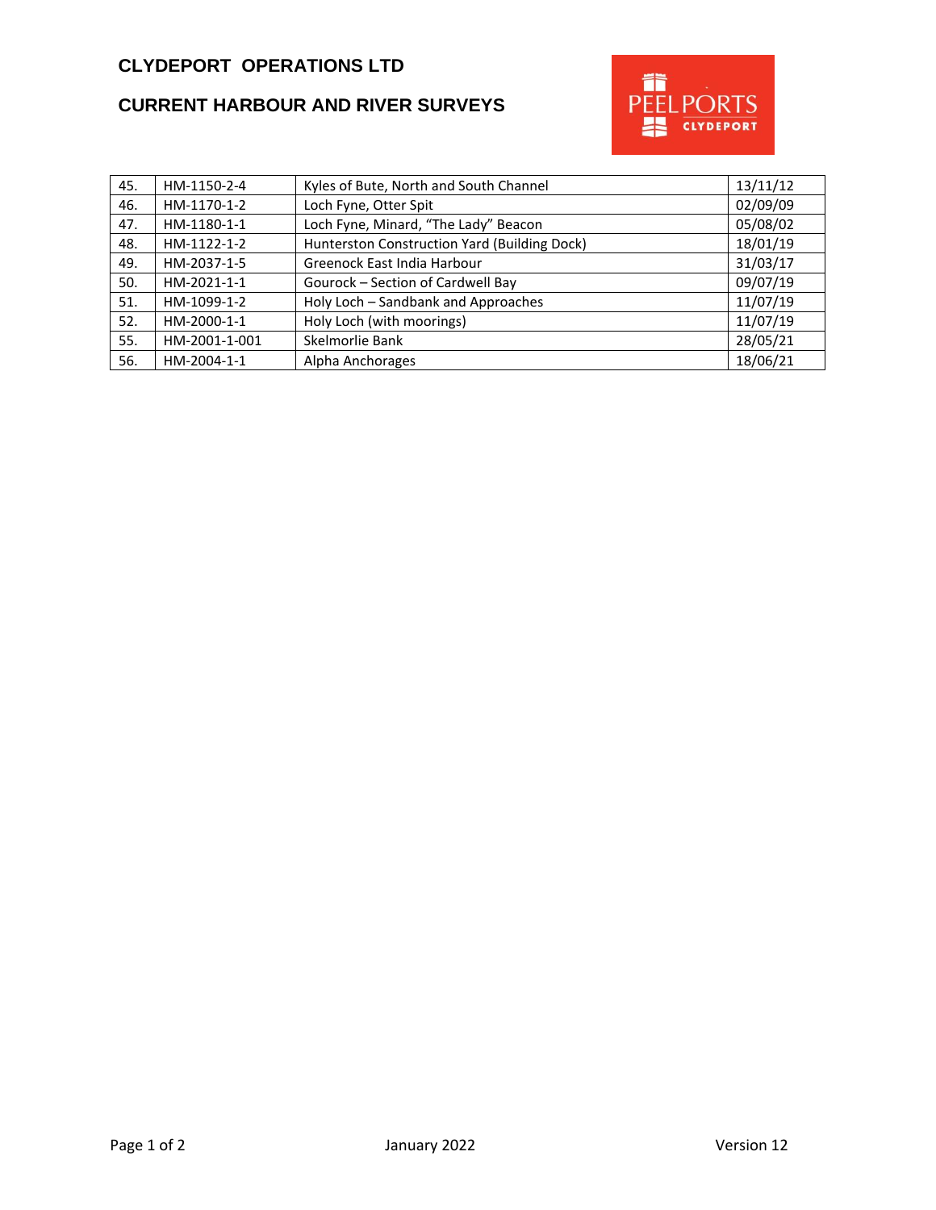# CLYDEPORT OPERATIONS LTD

## CURRENT HARBOUR AND RIVER SURVEYS

| | | | |
|---|---|---|---|
| 45. | HM-1150-2-4 | Kyles of Bute, North and South Channel | 13/11/12 |
| 46. | HM-1170-1-2 | Loch Fyne, Otter Spit | 02/09/09 |
| 47. | HM-1180-1-1 | Loch Fyne, Minard, "The Lady" Beacon | 05/08/02 |
| 48. | HM-1122-1-2 | Hunterston Construction Yard (Building Dock) | 18/01/19 |
| 49. | HM-2037-1-5 | Greenock East India Harbour | 31/03/17 |
| 50. | HM-2021-1-1 | Gourock – Section of Cardwell Bay | 09/07/19 |
| 51. | HM-1099-1-2 | Holy Loch – Sandbank and Approaches | 11/07/19 |
| 52. | HM-2000-1-1 | Holy Loch (with moorings) | 11/07/19 |
| 55. | HM-2001-1-001 | Skelmorlie Bank | 28/05/21 |
| 56. | HM-2004-1-1 | Alpha Anchorages | 18/06/21 |

January 2022 Version 12